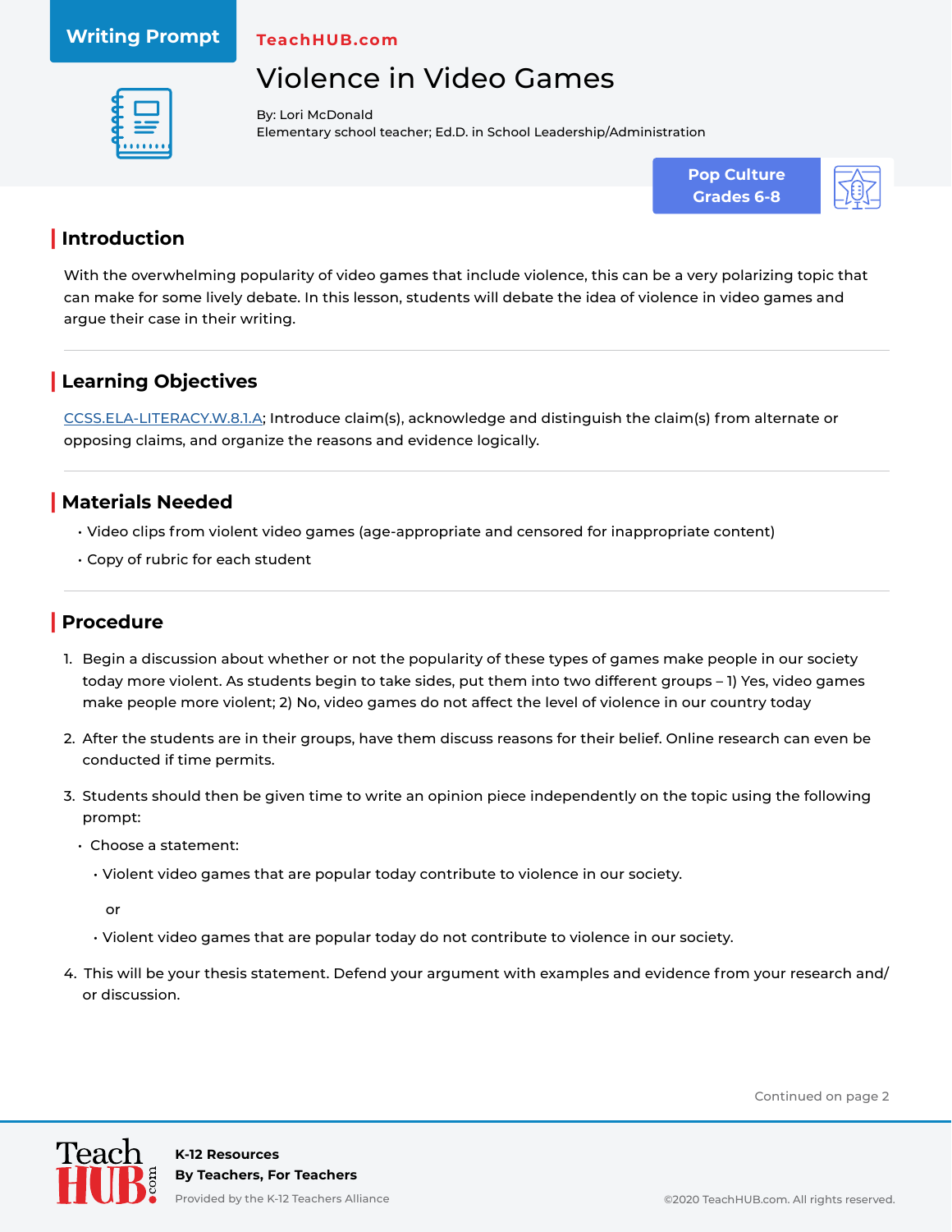Writing Prompt

TeachHUB.com

# Violence in Video Games

By: Lori McDonald
Elementary school teacher; Ed.D. in School Leadership/Administration

**Pop Culture**
**Grades 6-8**

## Introduction

With the overwhelming popularity of video games that include violence, this can be a very polarizing topic that can make for some lively debate. In this lesson, students will debate the idea of violence in video games and argue their case in their writing.

## Learning Objectives

CCSS.ELA-LITERACY.W.8.1.A; Introduce claim(s), acknowledge and distinguish the claim(s) from alternate or opposing claims, and organize the reasons and evidence logically.

## Materials Needed

- Video clips from violent video games (age-appropriate and censored for inappropriate content)
- Copy of rubric for each student

## Procedure

1. Begin a discussion about whether or not the popularity of these types of games make people in our society today more violent. As students begin to take sides, put them into two different groups – 1) Yes, video games make people more violent; 2) No, video games do not affect the level of violence in our country today
2. After the students are in their groups, have them discuss reasons for their belief. Online research can even be conducted if time permits.
3. Students should then be given time to write an opinion piece independently on the topic using the following prompt:
   - Choose a statement:
     - Violent video games that are popular today contribute to violence in our society.

       or

     - Violent video games that are popular today do not contribute to violence in our society.
4. This will be your thesis statement. Defend your argument with examples and evidence from your research and/or discussion.

Continued on page 2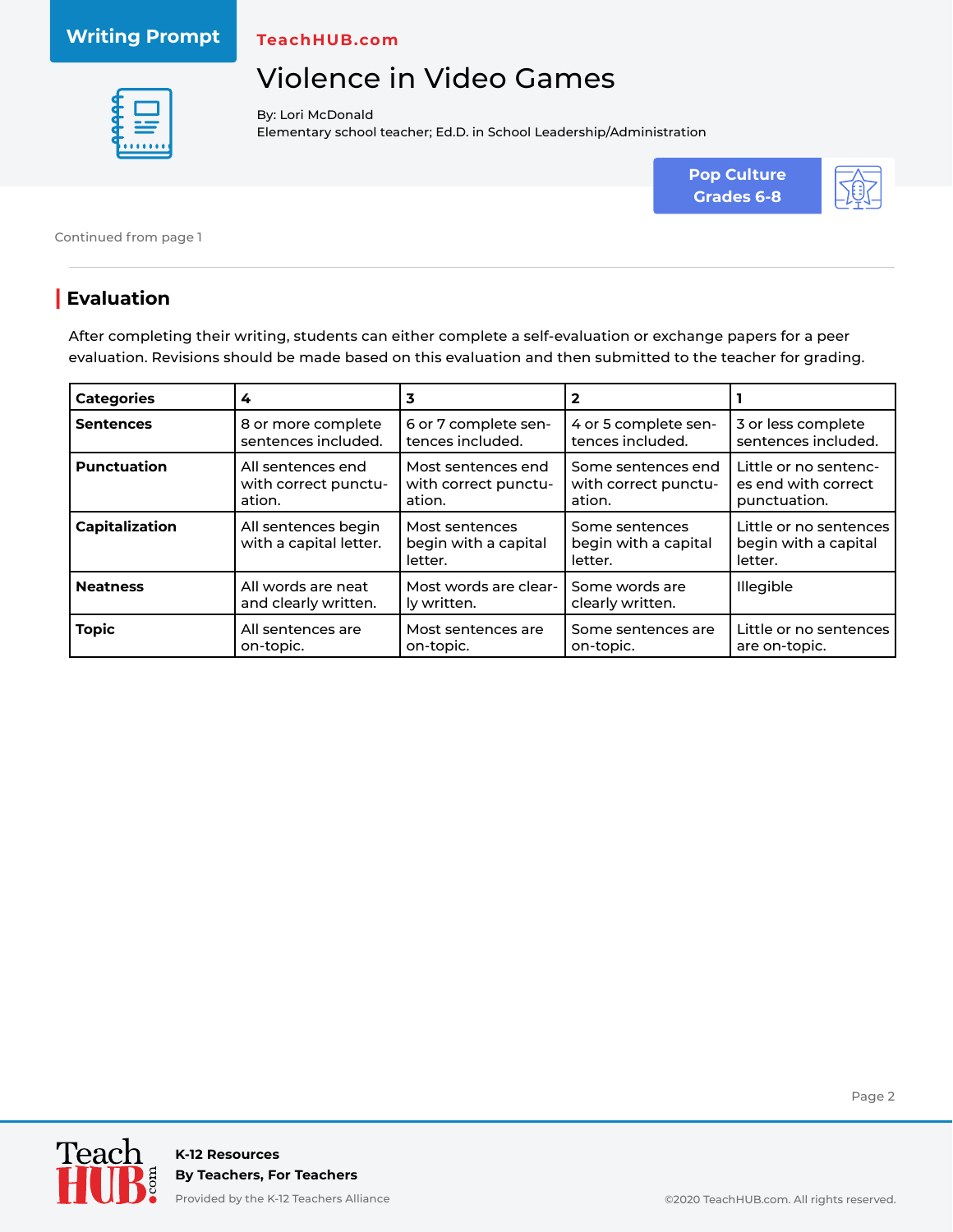Writing Prompt

TeachHUB.com

# Violence in Video Games

By: Lori McDonald
Elementary school teacher; Ed.D. in School Leadership/Administration

Pop Culture
Grades 6-8

Continued from page 1

## Evaluation

After completing their writing, students can either complete a self-evaluation or exchange papers for a peer evaluation. Revisions should be made based on this evaluation and then submitted to the teacher for grading.

| Categories | 4 | 3 | 2 | 1 |
|---|---|---|---|---|
| **Sentences** | 8 or more complete sentences included. | 6 or 7 complete sentences included. | 4 or 5 complete sentences included. | 3 or less complete sentences included. |
| **Punctuation** | All sentences end with correct punctuation. | Most sentences end with correct punctuation. | Some sentences end with correct punctuation. | Little or no sentences end with correct punctuation. |
| **Capitalization** | All sentences begin with a capital letter. | Most sentences begin with a capital letter. | Some sentences begin with a capital letter. | Little or no sentences begin with a capital letter. |
| **Neatness** | All words are neat and clearly written. | Most words are clearly written. | Some words are clearly written. | Illegible |
| **Topic** | All sentences are on-topic. | Most sentences are on-topic. | Some sentences are on-topic. | Little or no sentences are on-topic. |

K-12 Resources
By Teachers, For Teachers
Provided by the K-12 Teachers Alliance

©2020 TeachHUB.com. All rights reserved.